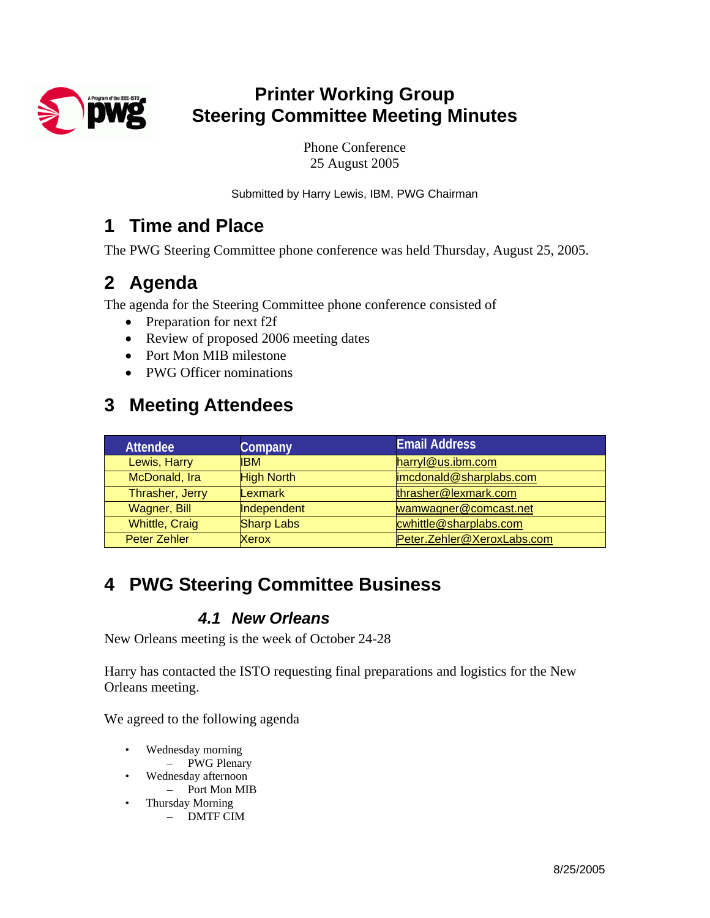# Printer Working Group
# Steering Committee Meeting Minutes

Phone Conference
25 August 2005

Submitted by Harry Lewis, IBM, PWG Chairman

## 1 Time and Place

The PWG Steering Committee phone conference was held Thursday, August 25, 2005.

## 2 Agenda

The agenda for the Steering Committee phone conference consisted of

- Preparation for next f2f
- Review of proposed 2006 meeting dates
- Port Mon MIB milestone
- PWG Officer nominations

## 3 Meeting Attendees

| Attendee | Company | Email Address |
|---|---|---|
| Lewis, Harry | IBM | harryl@us.ibm.com |
| McDonald, Ira | High North | imcdonald@sharplabs.com |
| Thrasher, Jerry | Lexmark | thrasher@lexmark.com |
| Wagner, Bill | Independent | wamwagner@comcast.net |
| Whittle, Craig | Sharp Labs | cwhittle@sharplabs.com |
| Peter Zehler | Xerox | Peter.Zehler@XeroxLabs.com |

## 4 PWG Steering Committee Business

### *4.1 New Orleans*

New Orleans meeting is the week of October 24-28

Harry has contacted the ISTO requesting final preparations and logistics for the New Orleans meeting.

We agreed to the following agenda

- Wednesday morning
  - PWG Plenary
- Wednesday afternoon
  - Port Mon MIB
- Thursday Morning
  - DMTF CIM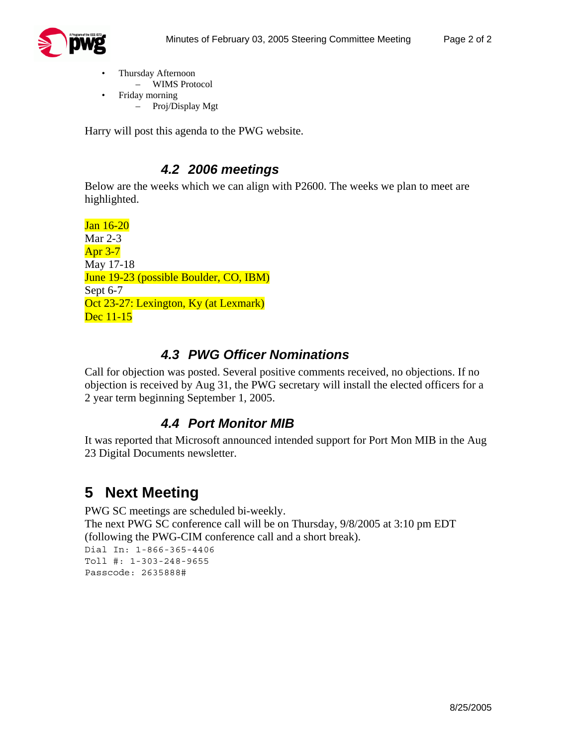- Thursday Afternoon
  - WIMS Protocol
- Friday morning
  - Proj/Display Mgt

Harry will post this agenda to the PWG website.

### 4.2 2006 meetings

Below are the weeks which we can align with P2600. The weeks we plan to meet are highlighted.

Jan 16-20
Mar 2-3
Apr 3-7
May 17-18
June 19-23 (possible Boulder, CO, IBM)
Sept 6-7
Oct 23-27: Lexington, Ky (at Lexmark)
Dec 11-15

### 4.3 PWG Officer Nominations

Call for objection was posted. Several positive comments received, no objections. If no objection is received by Aug 31, the PWG secretary will install the elected officers for a 2 year term beginning September 1, 2005.

### 4.4 Port Monitor MIB

It was reported that Microsoft announced intended support for Port Mon MIB in the Aug 23 Digital Documents newsletter.

## 5 Next Meeting

PWG SC meetings are scheduled bi-weekly.
The next PWG SC conference call will be on Thursday, 9/8/2005 at 3:10 pm EDT (following the PWG-CIM conference call and a short break).

```
Dial In: 1-866-365-4406
Toll #: 1-303-248-9655
Passcode: 2635888#
```